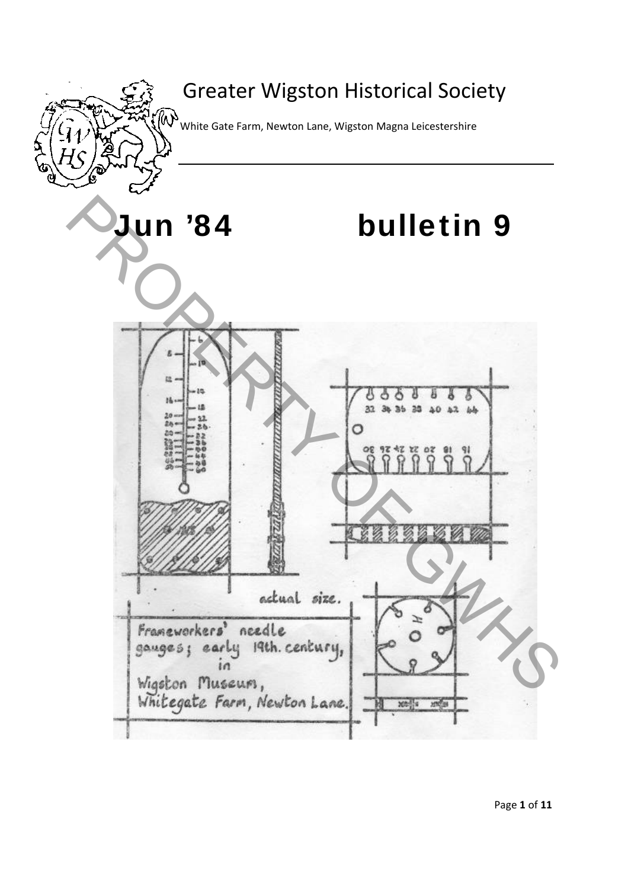# Greater Wigston Historical Society

White Gate Farm, Newton Lane, Wigston Magna Leicestershire

# Jun '84 bulletin 9

actual size.

Frameworkers' needle gauges; early 19th. century, in Wigston Museum, Whitegate Farm, Newton Lane.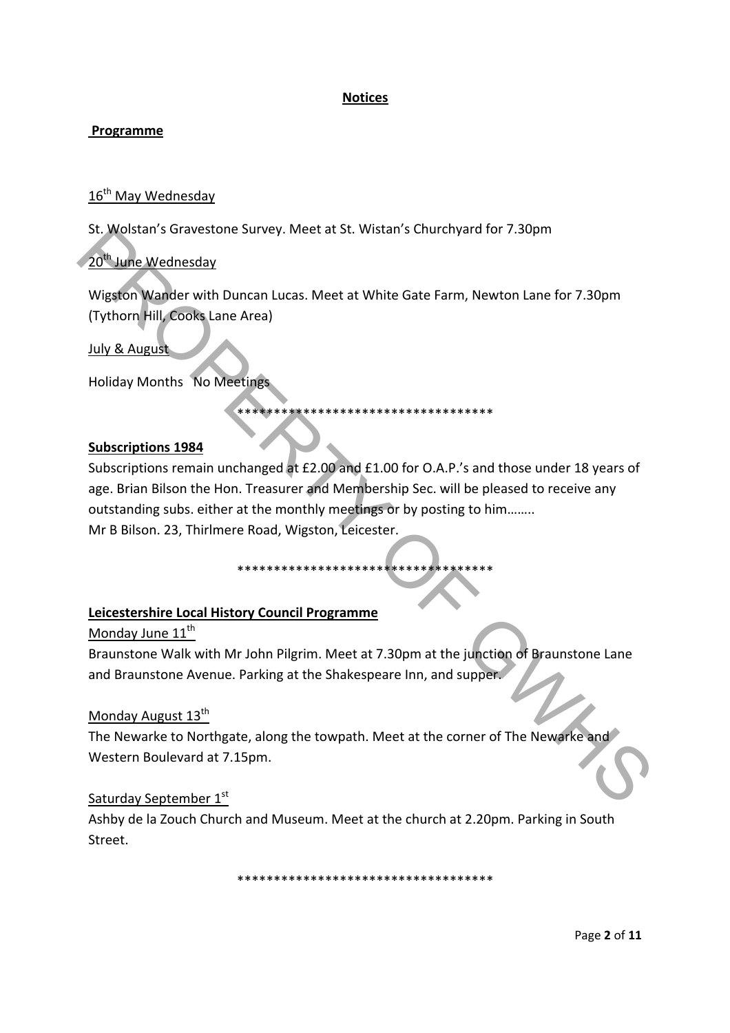# **Notices**

## **Programme**

16th May Wednesday

St. Wolstan's Gravestone Survey. Meet at St. Wistan's Churchyard for 7.30pm

20th June Wednesday

Wigston Wander with Duncan Lucas. Meet at White Gate Farm, Newton Lane for 7.30pm (Tythorn Hill, Cooks Lane Area)

July & August

Holiday Months   No Meetings

\*\*\*\*\*\*\*\*\*\*\*\*\*\*\*\*\*\*\*\*\*\*\*\*\*\*\*\*\*\*\*\*\*\*\*

## **Subscriptions 1984**

Subscriptions remain unchanged at £2.00 and £1.00 for O.A.P.'s and those under 18 years of age. Brian Bilson the Hon. Treasurer and Membership Sec. will be pleased to receive any outstanding subs. either at the monthly meetings or by posting to him……..
Mr B Bilson. 23, Thirlmere Road, Wigston, Leicester.

\*\*\*\*\*\*\*\*\*\*\*\*\*\*\*\*\*\*\*\*\*\*\*\*\*\*\*\*\*\*\*\*\*\*\*

## **Leicestershire Local History Council Programme**

Monday June 11th

Braunstone Walk with Mr John Pilgrim. Meet at 7.30pm at the junction of Braunstone Lane and Braunstone Avenue. Parking at the Shakespeare Inn, and supper.

Monday August 13th

The Newarke to Northgate, along the towpath. Meet at the corner of The Newarke and Western Boulevard at 7.15pm.

Saturday September 1st

Ashby de la Zouch Church and Museum. Meet at the church at 2.20pm. Parking in South Street.

\*\*\*\*\*\*\*\*\*\*\*\*\*\*\*\*\*\*\*\*\*\*\*\*\*\*\*\*\*\*\*\*\*\*\*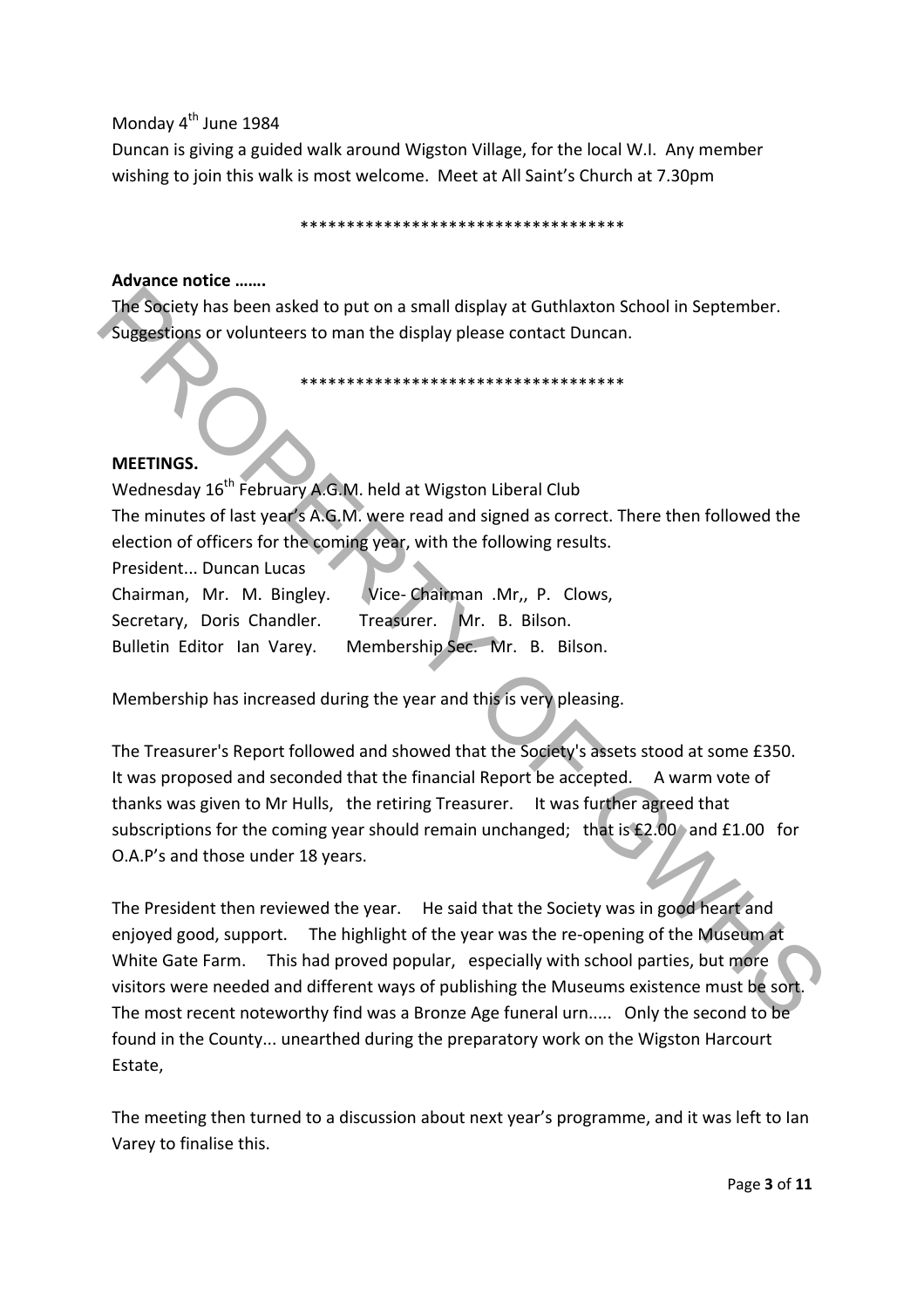Monday 4th June 1984

Duncan is giving a guided walk around Wigston Village, for the local W.I. Any member wishing to join this walk is most welcome. Meet at All Saint's Church at 7.30pm

\*\*\*\*\*\*\*\*\*\*\*\*\*\*\*\*\*\*\*\*\*\*\*\*\*\*\*\*\*\*\*\*\*\*\*\*

**Advance notice …….**

The Society has been asked to put on a small display at Guthlaxton School in September. Suggestions or volunteers to man the display please contact Duncan.

\*\*\*\*\*\*\*\*\*\*\*\*\*\*\*\*\*\*\*\*\*\*\*\*\*\*\*\*\*\*\*\*\*\*\*\*

**MEETINGS.**

Wednesday 16th February A.G.M. held at Wigston Liberal Club

The minutes of last year's A.G.M. were read and signed as correct. There then followed the election of officers for the coming year, with the following results.

President... Duncan Lucas
Chairman, Mr. M. Bingley. Vice- Chairman .Mr,, P. Clows,
Secretary, Doris Chandler. Treasurer. Mr. B. Bilson.
Bulletin Editor Ian Varey. Membership Sec. Mr. B. Bilson.

Membership has increased during the year and this is very pleasing.

The Treasurer's Report followed and showed that the Society's assets stood at some £350. It was proposed and seconded that the financial Report be accepted. A warm vote of thanks was given to Mr Hulls, the retiring Treasurer. It was further agreed that subscriptions for the coming year should remain unchanged; that is £2.00 and £1.00 for O.A.P's and those under 18 years.

The President then reviewed the year. He said that the Society was in good heart and enjoyed good, support. The highlight of the year was the re-opening of the Museum at White Gate Farm. This had proved popular, especially with school parties, but more visitors were needed and different ways of publishing the Museums existence must be sort. The most recent noteworthy find was a Bronze Age funeral urn..... Only the second to be found in the County... unearthed during the preparatory work on the Wigston Harcourt Estate,

The meeting then turned to a discussion about next year's programme, and it was left to Ian Varey to finalise this.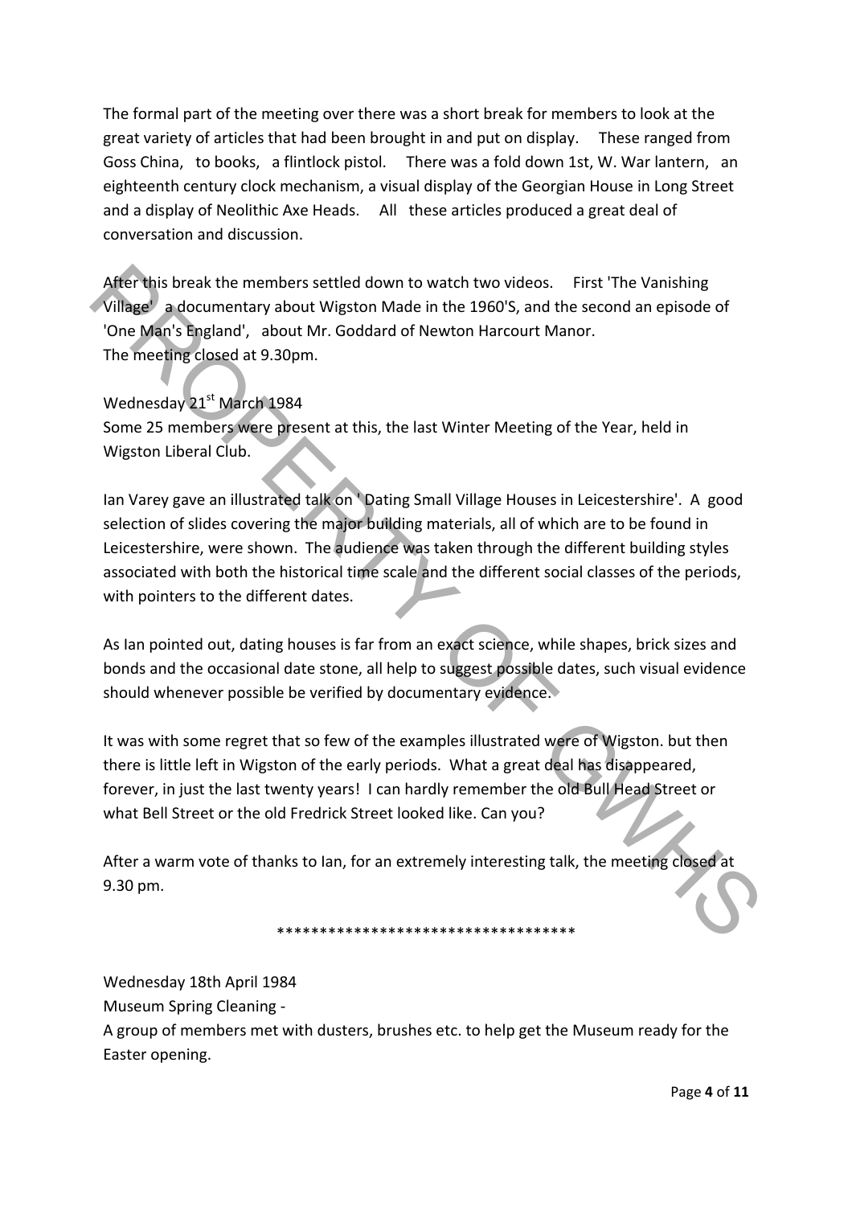The formal part of the meeting over there was a short break for members to look at the great variety of articles that had been brought in and put on display. These ranged from Goss China, to books, a flintlock pistol. There was a fold down 1st, W. War lantern, an eighteenth century clock mechanism, a visual display of the Georgian House in Long Street and a display of Neolithic Axe Heads. All these articles produced a great deal of conversation and discussion.

After this break the members settled down to watch two videos. First 'The Vanishing Village' a documentary about Wigston Made in the 1960'S, and the second an episode of 'One Man's England', about Mr. Goddard of Newton Harcourt Manor.
The meeting closed at 9.30pm.

Wednesday 21st March 1984
Some 25 members were present at this, the last Winter Meeting of the Year, held in Wigston Liberal Club.

Ian Varey gave an illustrated talk on ' Dating Small Village Houses in Leicestershire'. A good selection of slides covering the major building materials, all of which are to be found in Leicestershire, were shown. The audience was taken through the different building styles associated with both the historical time scale and the different social classes of the periods, with pointers to the different dates.

As Ian pointed out, dating houses is far from an exact science, while shapes, brick sizes and bonds and the occasional date stone, all help to suggest possible dates, such visual evidence should whenever possible be verified by documentary evidence.

It was with some regret that so few of the examples illustrated were of Wigston. but then there is little left in Wigston of the early periods. What a great deal has disappeared, forever, in just the last twenty years! I can hardly remember the old Bull Head Street or what Bell Street or the old Fredrick Street looked like. Can you?

After a warm vote of thanks to Ian, for an extremely interesting talk, the meeting closed at 9.30 pm.

***********************************

Wednesday 18th April 1984
Museum Spring Cleaning -
A group of members met with dusters, brushes etc. to help get the Museum ready for the Easter opening.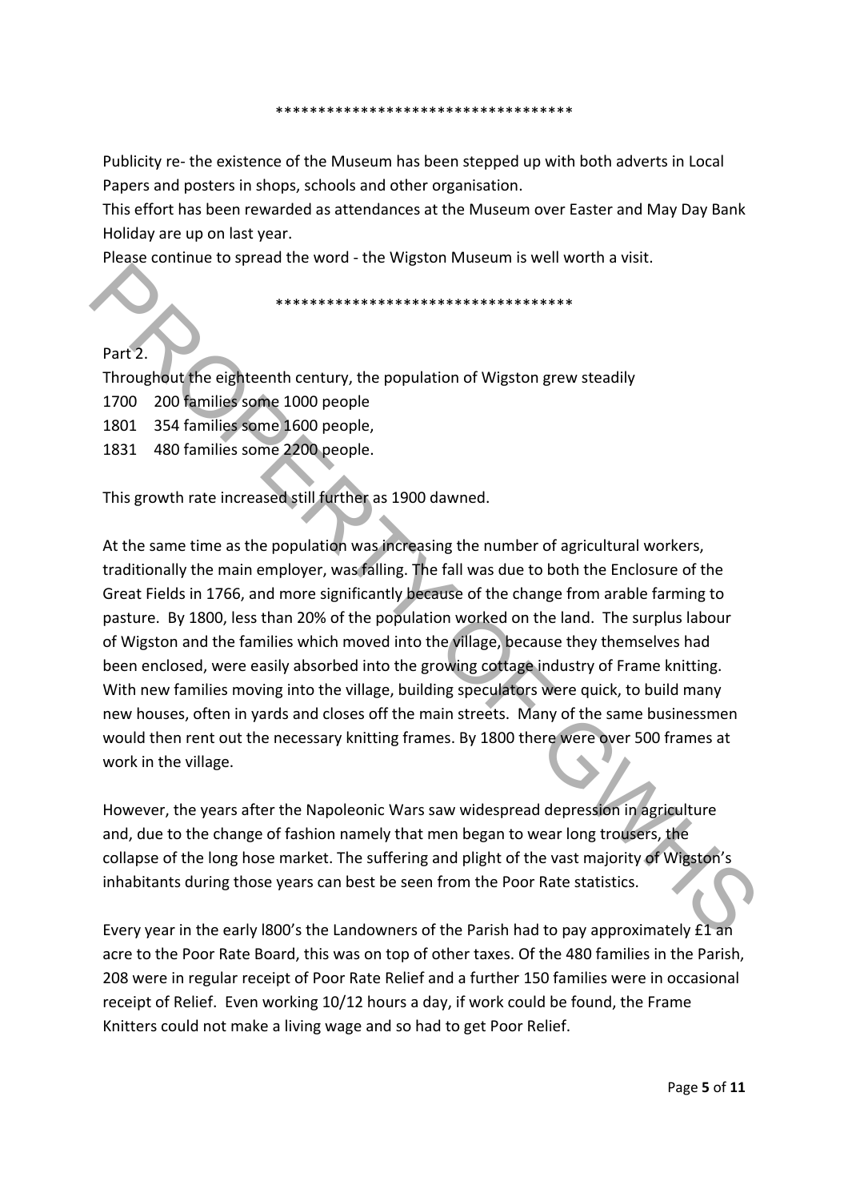\*\*\*\*\*\*\*\*\*\*\*\*\*\*\*\*\*\*\*\*\*\*\*\*\*\*\*\*\*\*\*\*\*\*\*

Publicity re- the existence of the Museum has been stepped up with both adverts in Local Papers and posters in shops, schools and other organisation.

This effort has been rewarded as attendances at the Museum over Easter and May Day Bank Holiday are up on last year.

Please continue to spread the word - the Wigston Museum is well worth a visit.

\*\*\*\*\*\*\*\*\*\*\*\*\*\*\*\*\*\*\*\*\*\*\*\*\*\*\*\*\*\*\*\*\*\*\*

Part 2.

Throughout the eighteenth century, the population of Wigston grew steadily

1700 200 families some 1000 people

1801 354 families some 1600 people,

1831 480 families some 2200 people.

This growth rate increased still further as 1900 dawned.

At the same time as the population was increasing the number of agricultural workers, traditionally the main employer, was falling. The fall was due to both the Enclosure of the Great Fields in 1766, and more significantly because of the change from arable farming to pasture. By 1800, less than 20% of the population worked on the land. The surplus labour of Wigston and the families which moved into the village, because they themselves had been enclosed, were easily absorbed into the growing cottage industry of Frame knitting. With new families moving into the village, building speculators were quick, to build many new houses, often in yards and closes off the main streets. Many of the same businessmen would then rent out the necessary knitting frames. By 1800 there were over 500 frames at work in the village.

However, the years after the Napoleonic Wars saw widespread depression in agriculture and, due to the change of fashion namely that men began to wear long trousers, the collapse of the long hose market. The suffering and plight of the vast majority of Wigston's inhabitants during those years can best be seen from the Poor Rate statistics.

Every year in the early l800's the Landowners of the Parish had to pay approximately £1 an acre to the Poor Rate Board, this was on top of other taxes. Of the 480 families in the Parish, 208 were in regular receipt of Poor Rate Relief and a further 150 families were in occasional receipt of Relief. Even working 10/12 hours a day, if work could be found, the Frame Knitters could not make a living wage and so had to get Poor Relief.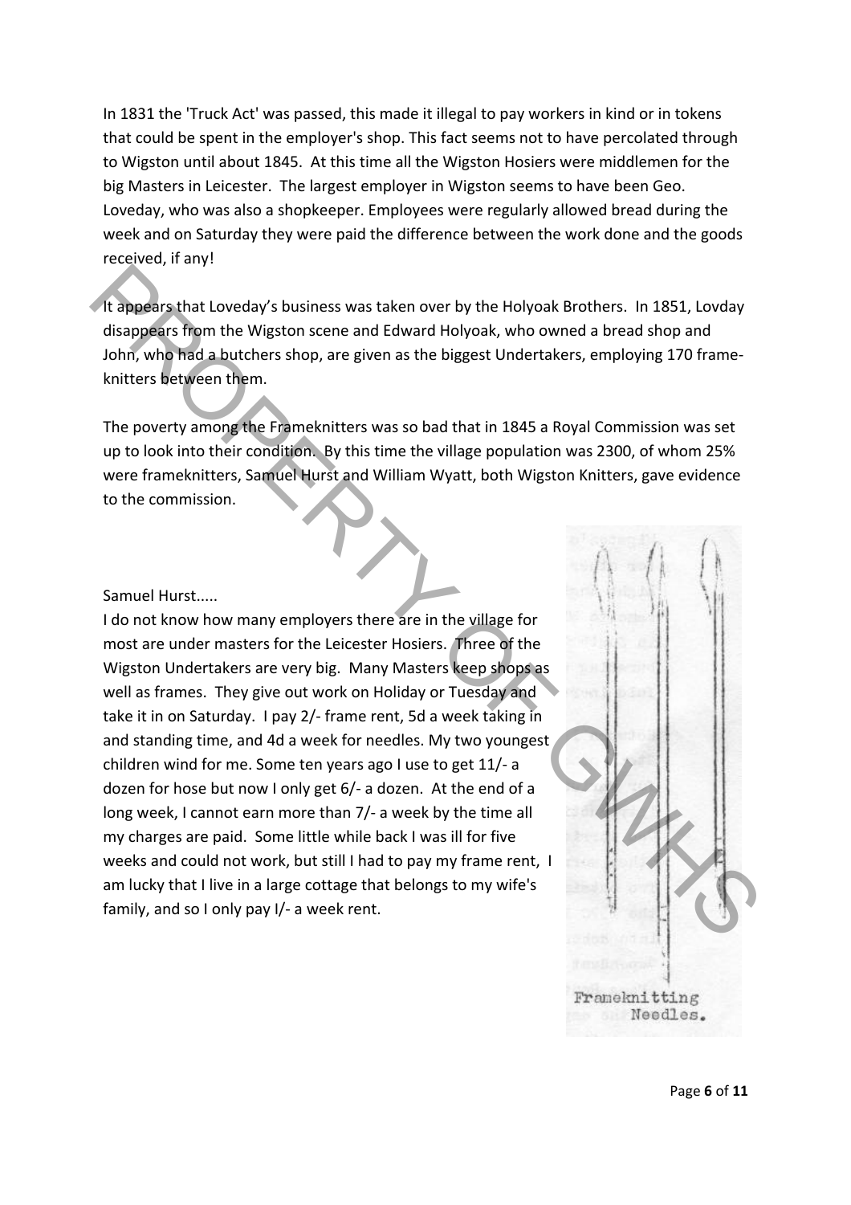In 1831 the 'Truck Act' was passed, this made it illegal to pay workers in kind or in tokens that could be spent in the employer's shop. This fact seems not to have percolated through to Wigston until about 1845. At this time all the Wigston Hosiers were middlemen for the big Masters in Leicester. The largest employer in Wigston seems to have been Geo. Loveday, who was also a shopkeeper. Employees were regularly allowed bread during the week and on Saturday they were paid the difference between the work done and the goods received, if any!

It appears that Loveday's business was taken over by the Holyoak Brothers. In 1851, Lovday disappears from the Wigston scene and Edward Holyoak, who owned a bread shop and John, who had a butchers shop, are given as the biggest Undertakers, employing 170 frame-knitters between them.

The poverty among the Frameknitters was so bad that in 1845 a Royal Commission was set up to look into their condition. By this time the village population was 2300, of whom 25% were frameknitters, Samuel Hurst and William Wyatt, both Wigston Knitters, gave evidence to the commission.

Samuel Hurst.....

I do not know how many employers there are in the village for most are under masters for the Leicester Hosiers. Three of the Wigston Undertakers are very big. Many Masters keep shops as well as frames. They give out work on Holiday or Tuesday and take it in on Saturday. I pay 2/- frame rent, 5d a week taking in and standing time, and 4d a week for needles. My two youngest children wind for me. Some ten years ago I use to get 11/- a dozen for hose but now I only get 6/- a dozen. At the end of a long week, I cannot earn more than 7/- a week by the time all my charges are paid. Some little while back I was ill for five weeks and could not work, but still I had to pay my frame rent, I am lucky that I live in a large cottage that belongs to my wife's family, and so I only pay I/- a week rent.

Frameknitting Needles.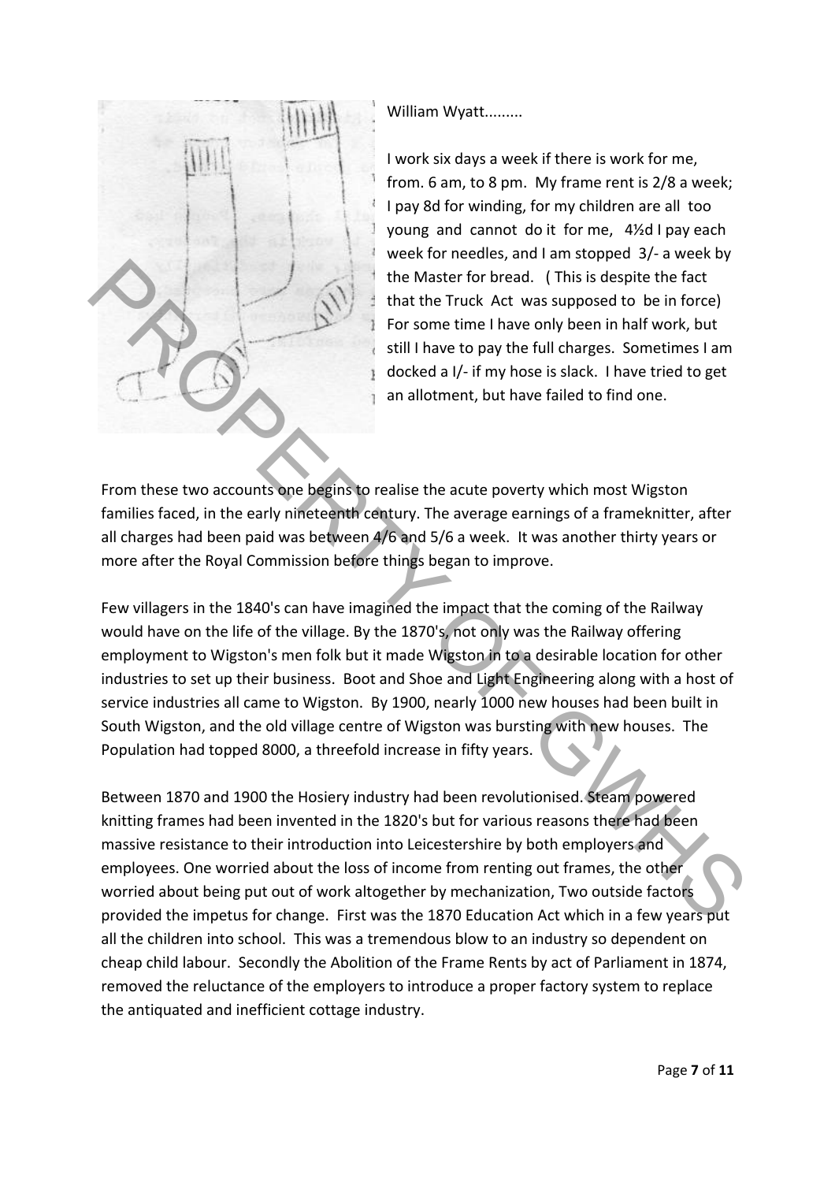William Wyatt.........

I work six days a week if there is work for me, from. 6 am, to 8 pm. My frame rent is 2/8 a week; I pay 8d for winding, for my children are all too young and cannot do it for me, 4½d I pay each week for needles, and I am stopped 3/- a week by the Master for bread. ( This is despite the fact that the Truck Act was supposed to be in force) For some time I have only been in half work, but still I have to pay the full charges. Sometimes I am docked a I/- if my hose is slack. I have tried to get an allotment, but have failed to find one.

From these two accounts one begins to realise the acute poverty which most Wigston families faced, in the early nineteenth century. The average earnings of a frameknitter, after all charges had been paid was between 4/6 and 5/6 a week. It was another thirty years or more after the Royal Commission before things began to improve.

Few villagers in the 1840's can have imagined the impact that the coming of the Railway would have on the life of the village. By the 1870's, not only was the Railway offering employment to Wigston's men folk but it made Wigston in to a desirable location for other industries to set up their business. Boot and Shoe and Light Engineering along with a host of service industries all came to Wigston. By 1900, nearly 1000 new houses had been built in South Wigston, and the old village centre of Wigston was bursting with new houses. The Population had topped 8000, a threefold increase in fifty years.

Between 1870 and 1900 the Hosiery industry had been revolutionised. Steam powered knitting frames had been invented in the 1820's but for various reasons there had been massive resistance to their introduction into Leicestershire by both employers and employees. One worried about the loss of income from renting out frames, the other worried about being put out of work altogether by mechanization, Two outside factors provided the impetus for change. First was the 1870 Education Act which in a few years put all the children into school. This was a tremendous blow to an industry so dependent on cheap child labour. Secondly the Abolition of the Frame Rents by act of Parliament in 1874, removed the reluctance of the employers to introduce a proper factory system to replace the antiquated and inefficient cottage industry.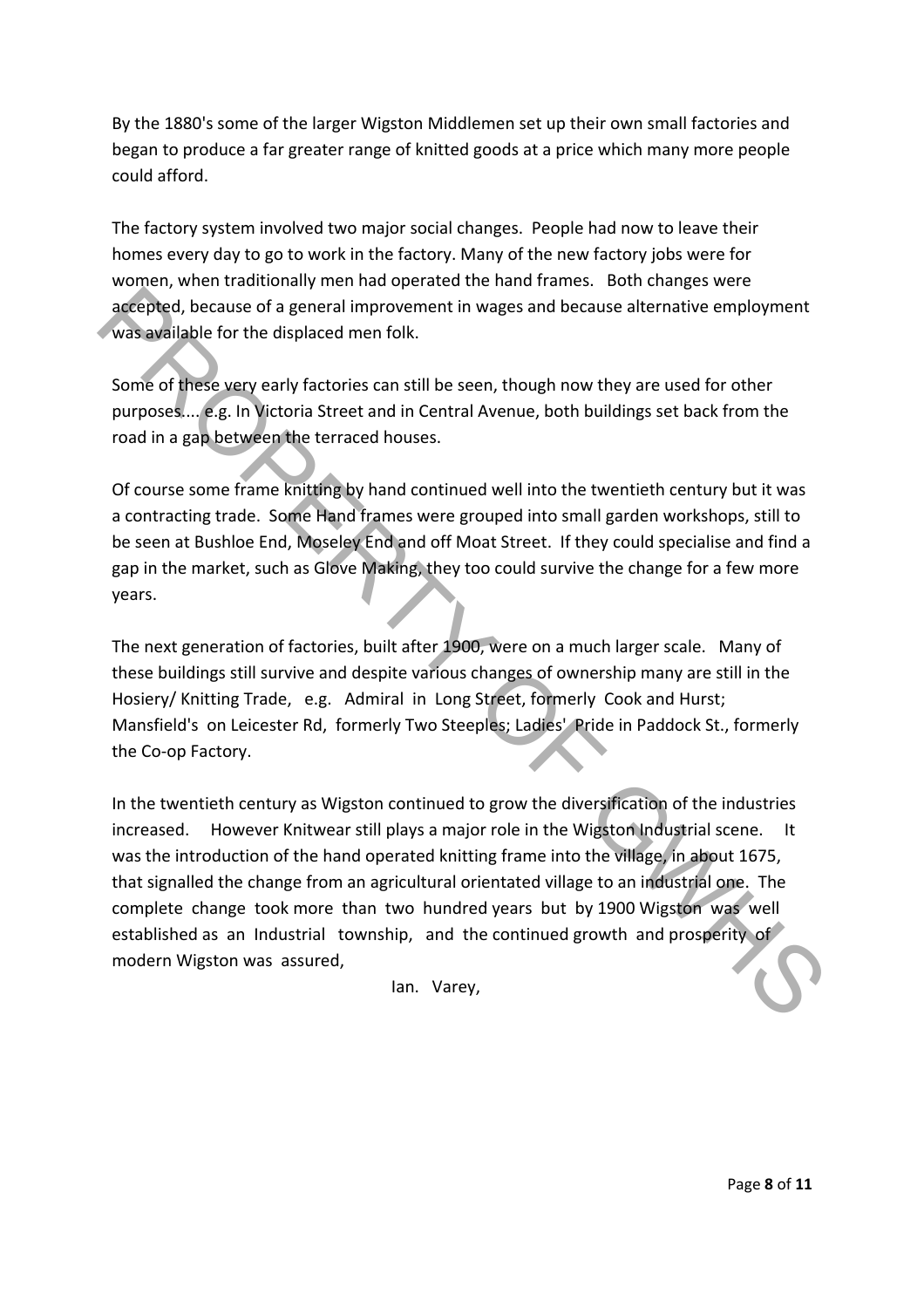By the 1880's some of the larger Wigston Middlemen set up their own small factories and began to produce a far greater range of knitted goods at a price which many more people could afford.

The factory system involved two major social changes. People had now to leave their homes every day to go to work in the factory. Many of the new factory jobs were for women, when traditionally men had operated the hand frames. Both changes were accepted, because of a general improvement in wages and because alternative employment was available for the displaced men folk.

Some of these very early factories can still be seen, though now they are used for other purposes.... e.g. In Victoria Street and in Central Avenue, both buildings set back from the road in a gap between the terraced houses.

Of course some frame knitting by hand continued well into the twentieth century but it was a contracting trade. Some Hand frames were grouped into small garden workshops, still to be seen at Bushloe End, Moseley End and off Moat Street. If they could specialise and find a gap in the market, such as Glove Making, they too could survive the change for a few more years.

The next generation of factories, built after 1900, were on a much larger scale. Many of these buildings still survive and despite various changes of ownership many are still in the Hosiery/ Knitting Trade, e.g. Admiral in Long Street, formerly Cook and Hurst; Mansfield's on Leicester Rd, formerly Two Steeples; Ladies' Pride in Paddock St., formerly the Co-op Factory.

In the twentieth century as Wigston continued to grow the diversification of the industries increased. However Knitwear still plays a major role in the Wigston Industrial scene. It was the introduction of the hand operated knitting frame into the village, in about 1675, that signalled the change from an agricultural orientated village to an industrial one. The complete change took more than two hundred years but by 1900 Wigston was well established as an Industrial township, and the continued growth and prosperity of modern Wigston was assured,

Ian. Varey,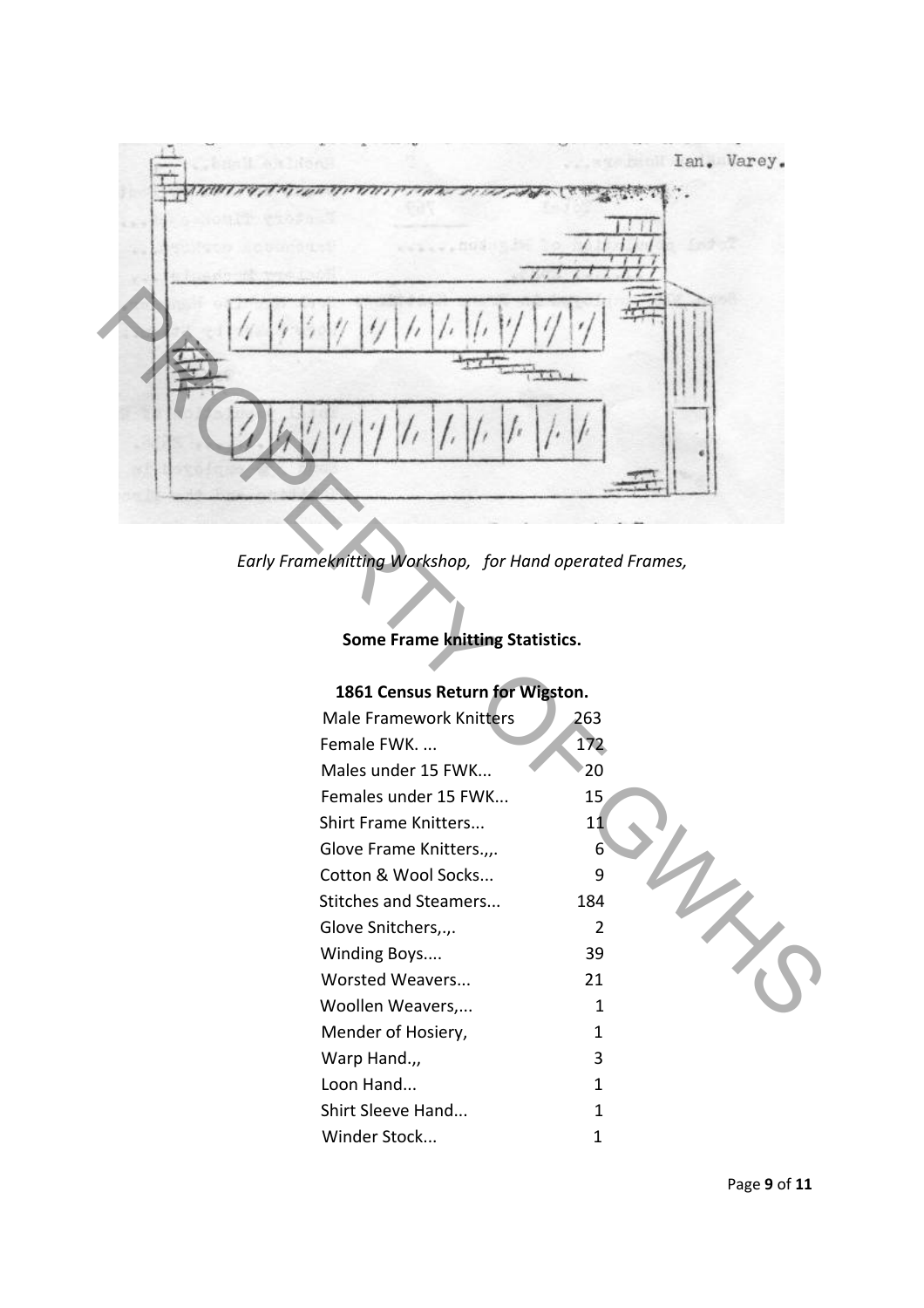*Early Frameknitting Workshop, for Hand operated Frames,*

**Some Frame knitting Statistics.**

**1861 Census Return for Wigston.**

| | |
|---|---|
| Male Framework Knitters | 263 |
| Female FWK. ... | 172 |
| Males under 15 FWK... | 20 |
| Females under 15 FWK... | 15 |
| Shirt Frame Knitters... | 11 |
| Glove Frame Knitters.,,. | 6 |
| Cotton & Wool Socks... | 9 |
| Stitches and Steamers... | 184 |
| Glove Snitchers,.,. | 2 |
| Winding Boys.... | 39 |
| Worsted Weavers... | 21 |
| Woollen Weavers,... | 1 |
| Mender of Hosiery, | 1 |
| Warp Hand.,, | 3 |
| Loon Hand... | 1 |
| Shirt Sleeve Hand... | 1 |
| Winder Stock... | 1 |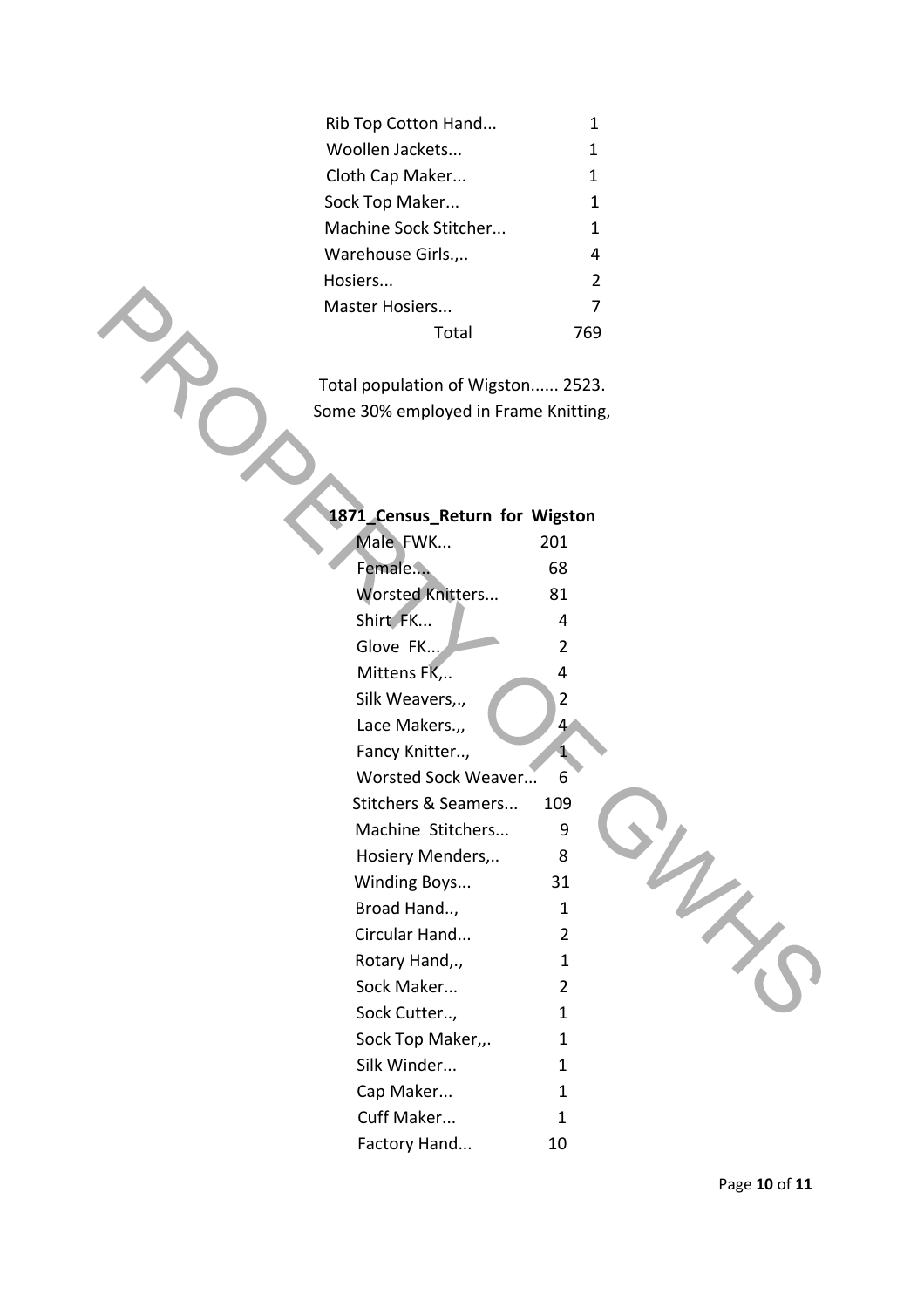| | |
|---|---|
| Rib Top Cotton Hand... | 1 |
| Woollen Jackets... | 1 |
| Cloth Cap Maker... | 1 |
| Sock Top Maker... | 1 |
| Machine Sock Stitcher... | 1 |
| Warehouse Girls.,.. | 4 |
| Hosiers... | 2 |
| Master Hosiers... | 7 |
| Total | 769 |

Total population of Wigston...... 2523.
Some 30% employed in Frame Knitting,

**1871_Census_Return for Wigston**

| | |
|---|---|
| Male FWK... | 201 |
| Female.... | 68 |
| Worsted Knitters... | 81 |
| Shirt FK... | 4 |
| Glove FK... | 2 |
| Mittens FK,.. | 4 |
| Silk Weavers,., | 2 |
| Lace Makers.,, | 4 |
| Fancy Knitter.., | 1 |
| Worsted Sock Weaver... | 6 |
| Stitchers & Seamers... | 109 |
| Machine Stitchers... | 9 |
| Hosiery Menders,.. | 8 |
| Winding Boys... | 31 |
| Broad Hand.., | 1 |
| Circular Hand... | 2 |
| Rotary Hand,., | 1 |
| Sock Maker... | 2 |
| Sock Cutter.., | 1 |
| Sock Top Maker,,. | 1 |
| Silk Winder... | 1 |
| Cap Maker... | 1 |
| Cuff Maker... | 1 |
| Factory Hand... | 10 |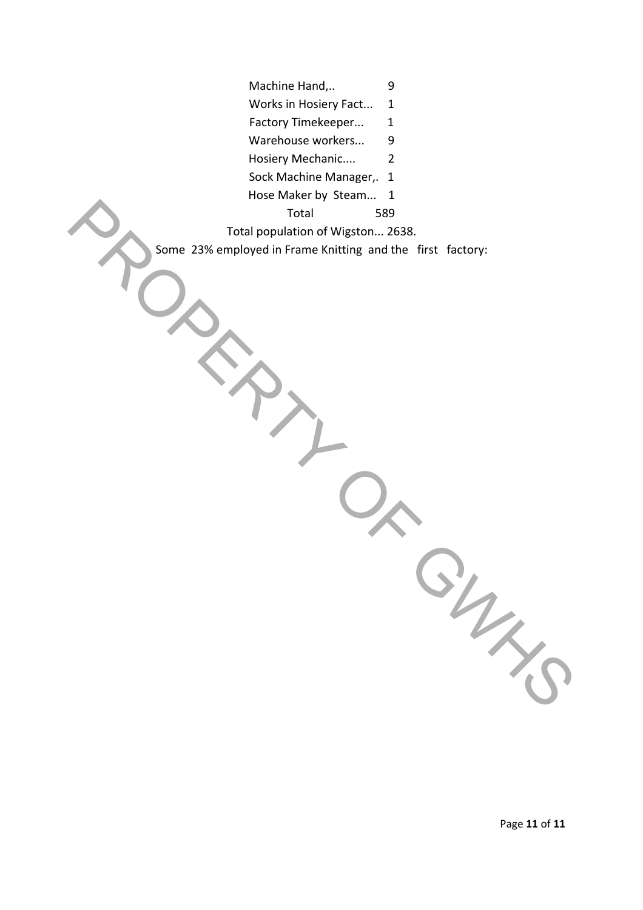| | |
|---|---|
| Machine Hand,.. | 9 |
| Works in Hosiery Fact... | 1 |
| Factory Timekeeper... | 1 |
| Warehouse workers... | 9 |
| Hosiery Mechanic.... | 2 |
| Sock Machine Manager,. | 1 |
| Hose Maker by Steam... | 1 |
| Total | 589 |

Total population of Wigston... 2638.

Some 23% employed in Frame Knitting and the first factory: